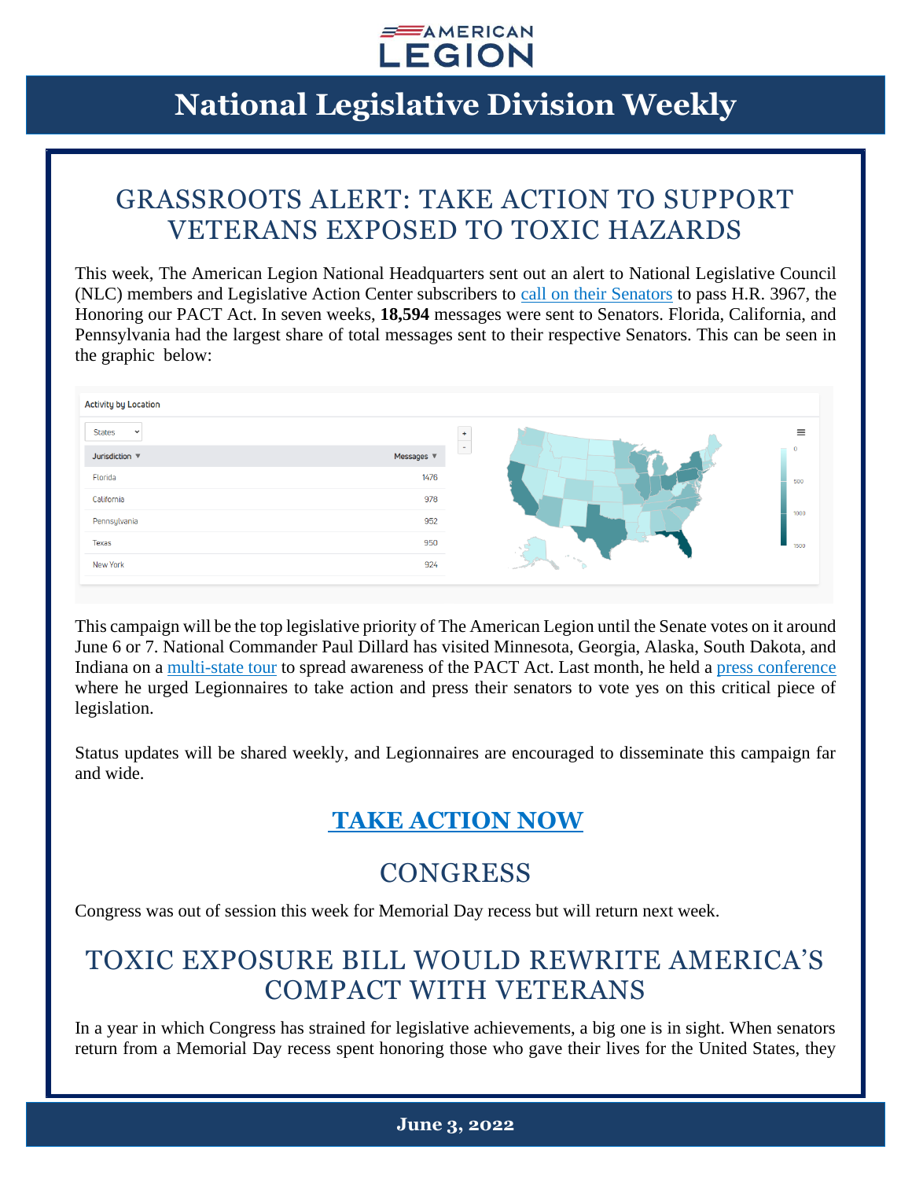# National Legislative Division Weekly

## GRASSROOTS ALERT: TAKE ACTION TO SUPPORT VETERANS EXPOSED TO TOXIC HAZARDS

This week, The American Legion National Headquarters sent out an alert to National Legislative Council (NLC) members and Legislative Action Center subscribers to call on their Senators to pass H.R. 3967, the Honoring our PACT Act. In seven weeks, **18,594** messages were sent to Senators. Florida, California, and Pennsylvania had the largest share of total messages sent to their respective Senators. This can be seen in the graphic below:

Activity by Location

| Jurisdiction | Messages |
|---|---|
| Florida | 1476 |
| California | 978 |
| Pennsylvania | 952 |
| Texas | 950 |
| New York | 924 |

This campaign will be the top legislative priority of The American Legion until the Senate votes on it around June 6 or 7. National Commander Paul Dillard has visited Minnesota, Georgia, Alaska, South Dakota, and Indiana on a multi-state tour to spread awareness of the PACT Act. Last month, he held a press conference where he urged Legionnaires to take action and press their senators to vote yes on this critical piece of legislation.

Status updates will be shared weekly, and Legionnaires are encouraged to disseminate this campaign far and wide.

### TAKE ACTION NOW

## CONGRESS

Congress was out of session this week for Memorial Day recess but will return next week.

## TOXIC EXPOSURE BILL WOULD REWRITE AMERICA'S COMPACT WITH VETERANS

In a year in which Congress has strained for legislative achievements, a big one is in sight. When senators return from a Memorial Day recess spent honoring those who gave their lives for the United States, they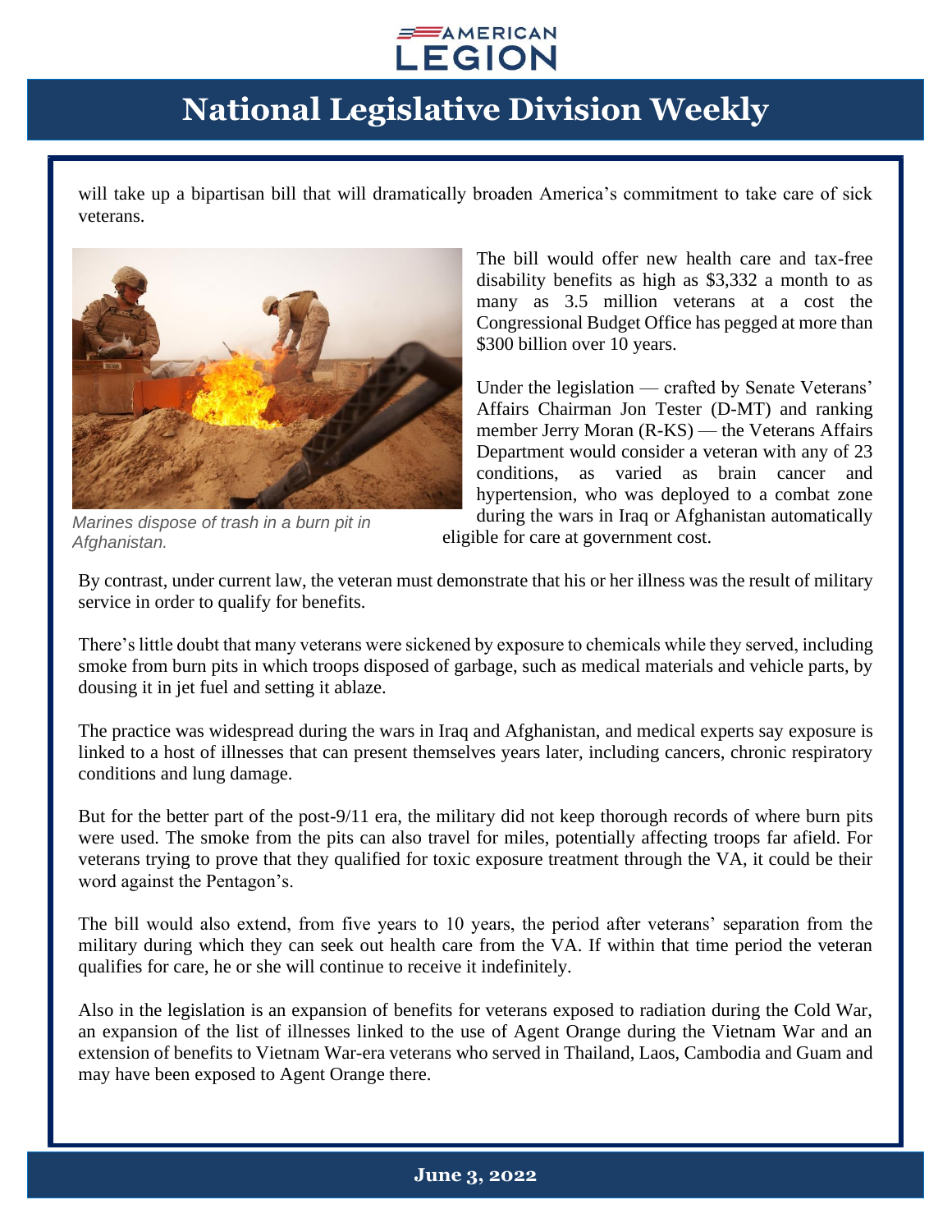will take up a bipartisan bill that will dramatically broaden America's commitment to take care of sick veterans.

*Marines dispose of trash in a burn pit in Afghanistan.*

The bill would offer new health care and tax-free disability benefits as high as $3,332 a month to as many as 3.5 million veterans at a cost the Congressional Budget Office has pegged at more than $300 billion over 10 years.

Under the legislation — crafted by Senate Veterans' Affairs Chairman Jon Tester (D-MT) and ranking member Jerry Moran (R-KS) — the Veterans Affairs Department would consider a veteran with any of 23 conditions, as varied as brain cancer and hypertension, who was deployed to a combat zone during the wars in Iraq or Afghanistan automatically eligible for care at government cost.

By contrast, under current law, the veteran must demonstrate that his or her illness was the result of military service in order to qualify for benefits.

There's little doubt that many veterans were sickened by exposure to chemicals while they served, including smoke from burn pits in which troops disposed of garbage, such as medical materials and vehicle parts, by dousing it in jet fuel and setting it ablaze.

The practice was widespread during the wars in Iraq and Afghanistan, and medical experts say exposure is linked to a host of illnesses that can present themselves years later, including cancers, chronic respiratory conditions and lung damage.

But for the better part of the post-9/11 era, the military did not keep thorough records of where burn pits were used. The smoke from the pits can also travel for miles, potentially affecting troops far afield. For veterans trying to prove that they qualified for toxic exposure treatment through the VA, it could be their word against the Pentagon's.

The bill would also extend, from five years to 10 years, the period after veterans' separation from the military during which they can seek out health care from the VA. If within that time period the veteran qualifies for care, he or she will continue to receive it indefinitely.

Also in the legislation is an expansion of benefits for veterans exposed to radiation during the Cold War, an expansion of the list of illnesses linked to the use of Agent Orange during the Vietnam War and an extension of benefits to Vietnam War-era veterans who served in Thailand, Laos, Cambodia and Guam and may have been exposed to Agent Orange there.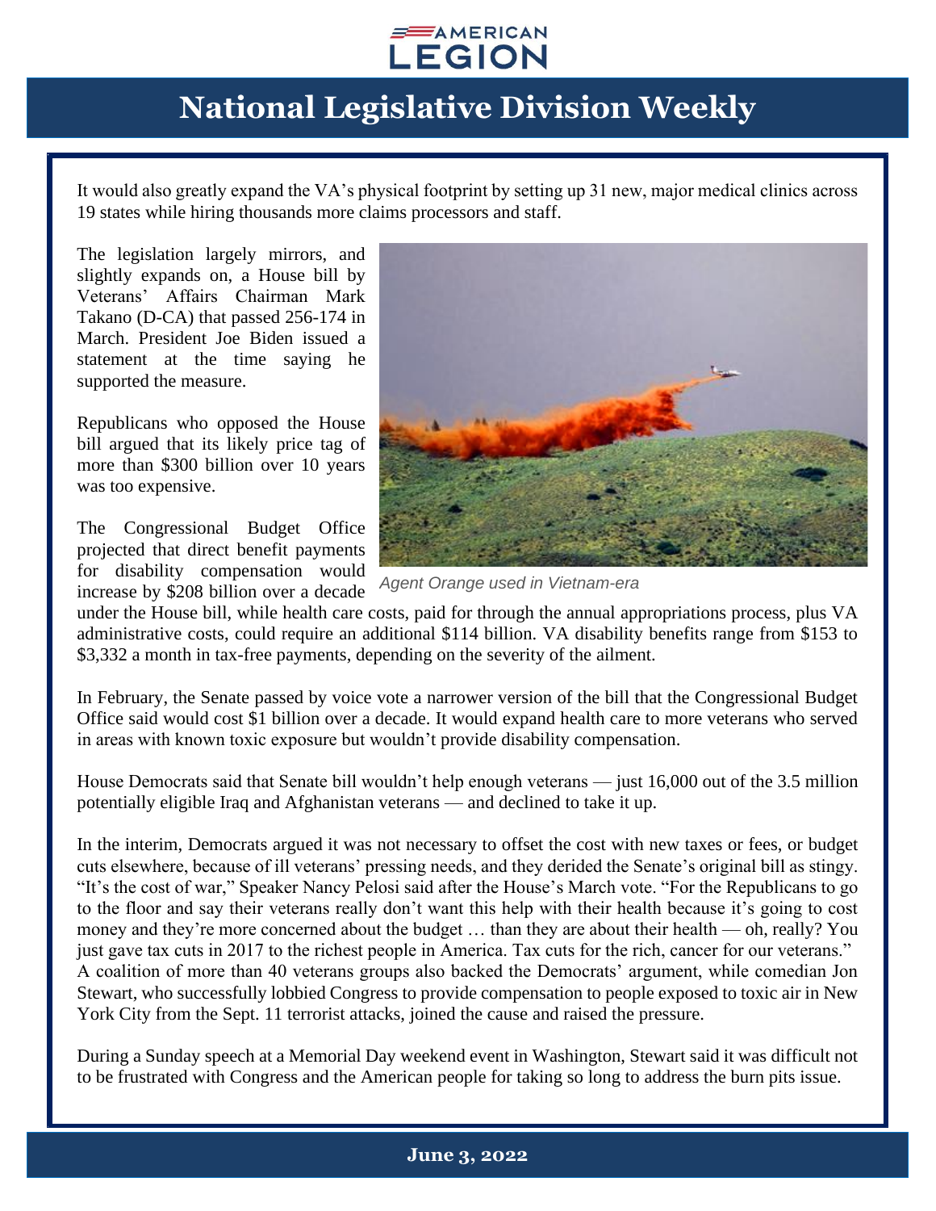It would also greatly expand the VA's physical footprint by setting up 31 new, major medical clinics across 19 states while hiring thousands more claims processors and staff.

The legislation largely mirrors, and slightly expands on, a House bill by Veterans' Affairs Chairman Mark Takano (D-CA) that passed 256-174 in March. President Joe Biden issued a statement at the time saying he supported the measure.

Republicans who opposed the House bill argued that its likely price tag of more than $300 billion over 10 years was too expensive.

*Agent Orange used in Vietnam-era*

The Congressional Budget Office projected that direct benefit payments for disability compensation would increase by $208 billion over a decade under the House bill, while health care costs, paid for through the annual appropriations process, plus VA administrative costs, could require an additional $114 billion. VA disability benefits range from $153 to $3,332 a month in tax-free payments, depending on the severity of the ailment.

In February, the Senate passed by voice vote a narrower version of the bill that the Congressional Budget Office said would cost $1 billion over a decade. It would expand health care to more veterans who served in areas with known toxic exposure but wouldn't provide disability compensation.

House Democrats said that Senate bill wouldn't help enough veterans — just 16,000 out of the 3.5 million potentially eligible Iraq and Afghanistan veterans — and declined to take it up.

In the interim, Democrats argued it was not necessary to offset the cost with new taxes or fees, or budget cuts elsewhere, because of ill veterans' pressing needs, and they derided the Senate's original bill as stingy. "It's the cost of war," Speaker Nancy Pelosi said after the House's March vote. "For the Republicans to go to the floor and say their veterans really don't want this help with their health because it's going to cost money and they're more concerned about the budget … than they are about their health — oh, really? You just gave tax cuts in 2017 to the richest people in America. Tax cuts for the rich, cancer for our veterans." A coalition of more than 40 veterans groups also backed the Democrats' argument, while comedian Jon Stewart, who successfully lobbied Congress to provide compensation to people exposed to toxic air in New York City from the Sept. 11 terrorist attacks, joined the cause and raised the pressure.

During a Sunday speech at a Memorial Day weekend event in Washington, Stewart said it was difficult not to be frustrated with Congress and the American people for taking so long to address the burn pits issue.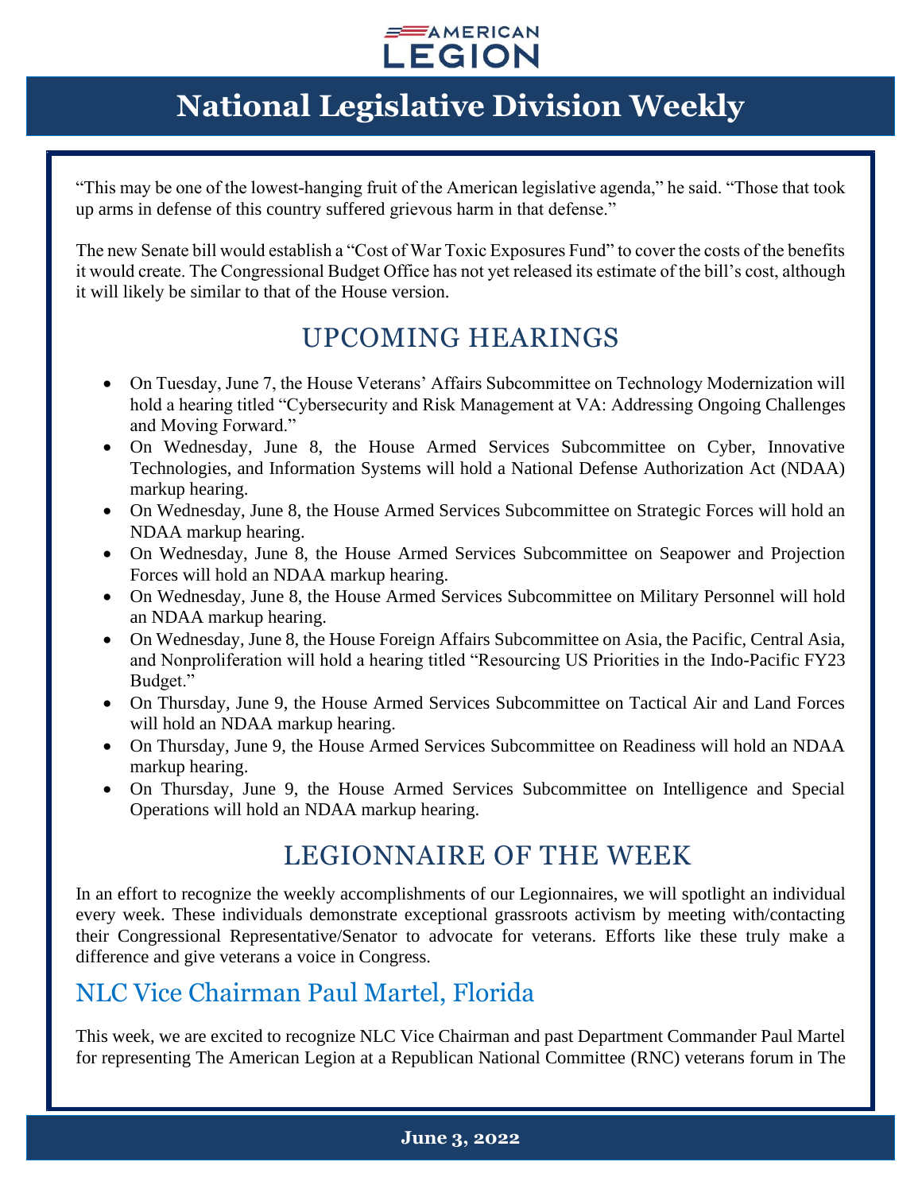"This may be one of the lowest-hanging fruit of the American legislative agenda," he said. "Those that took up arms in defense of this country suffered grievous harm in that defense."

The new Senate bill would establish a "Cost of War Toxic Exposures Fund" to cover the costs of the benefits it would create. The Congressional Budget Office has not yet released its estimate of the bill's cost, although it will likely be similar to that of the House version.

## UPCOMING HEARINGS

- On Tuesday, June 7, the House Veterans' Affairs Subcommittee on Technology Modernization will hold a hearing titled "Cybersecurity and Risk Management at VA: Addressing Ongoing Challenges and Moving Forward."
- On Wednesday, June 8, the House Armed Services Subcommittee on Cyber, Innovative Technologies, and Information Systems will hold a National Defense Authorization Act (NDAA) markup hearing.
- On Wednesday, June 8, the House Armed Services Subcommittee on Strategic Forces will hold an NDAA markup hearing.
- On Wednesday, June 8, the House Armed Services Subcommittee on Seapower and Projection Forces will hold an NDAA markup hearing.
- On Wednesday, June 8, the House Armed Services Subcommittee on Military Personnel will hold an NDAA markup hearing.
- On Wednesday, June 8, the House Foreign Affairs Subcommittee on Asia, the Pacific, Central Asia, and Nonproliferation will hold a hearing titled "Resourcing US Priorities in the Indo-Pacific FY23 Budget."
- On Thursday, June 9, the House Armed Services Subcommittee on Tactical Air and Land Forces will hold an NDAA markup hearing.
- On Thursday, June 9, the House Armed Services Subcommittee on Readiness will hold an NDAA markup hearing.
- On Thursday, June 9, the House Armed Services Subcommittee on Intelligence and Special Operations will hold an NDAA markup hearing.

## LEGIONNAIRE OF THE WEEK

In an effort to recognize the weekly accomplishments of our Legionnaires, we will spotlight an individual every week. These individuals demonstrate exceptional grassroots activism by meeting with/contacting their Congressional Representative/Senator to advocate for veterans. Efforts like these truly make a difference and give veterans a voice in Congress.

### NLC Vice Chairman Paul Martel, Florida

This week, we are excited to recognize NLC Vice Chairman and past Department Commander Paul Martel for representing The American Legion at a Republican National Committee (RNC) veterans forum in The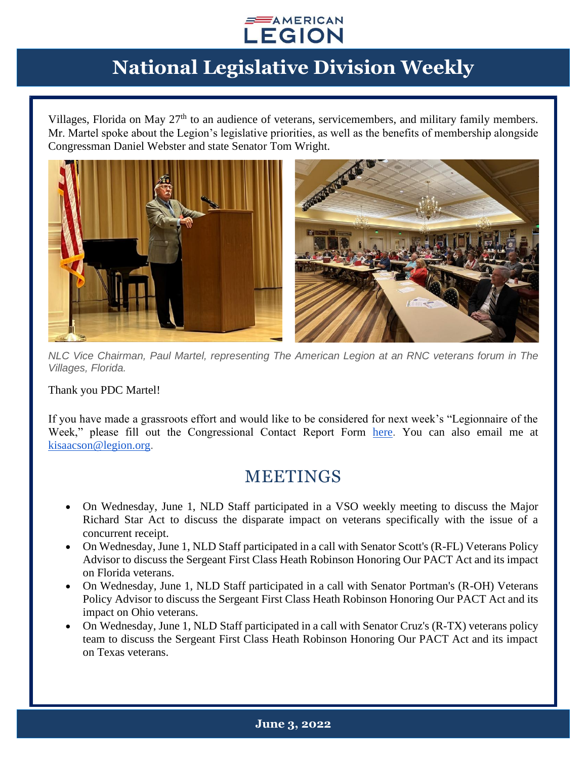Villages, Florida on May 27th to an audience of veterans, servicemembers, and military family members. Mr. Martel spoke about the Legion's legislative priorities, as well as the benefits of membership alongside Congressman Daniel Webster and state Senator Tom Wright.

*NLC Vice Chairman, Paul Martel, representing The American Legion at an RNC veterans forum in The Villages, Florida.*

Thank you PDC Martel!

If you have made a grassroots effort and would like to be considered for next week's "Legionnaire of the Week," please fill out the Congressional Contact Report Form here. You can also email me at kisaacson@legion.org.

## MEETINGS

- On Wednesday, June 1, NLD Staff participated in a VSO weekly meeting to discuss the Major Richard Star Act to discuss the disparate impact on veterans specifically with the issue of a concurrent receipt.
- On Wednesday, June 1, NLD Staff participated in a call with Senator Scott's (R-FL) Veterans Policy Advisor to discuss the Sergeant First Class Heath Robinson Honoring Our PACT Act and its impact on Florida veterans.
- On Wednesday, June 1, NLD Staff participated in a call with Senator Portman's (R-OH) Veterans Policy Advisor to discuss the Sergeant First Class Heath Robinson Honoring Our PACT Act and its impact on Ohio veterans.
- On Wednesday, June 1, NLD Staff participated in a call with Senator Cruz's (R-TX) veterans policy team to discuss the Sergeant First Class Heath Robinson Honoring Our PACT Act and its impact on Texas veterans.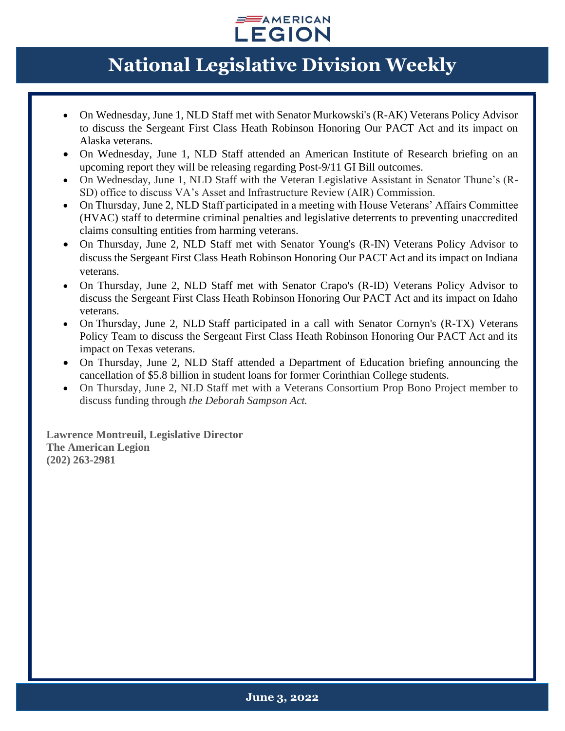- On Wednesday, June 1, NLD Staff met with Senator Murkowski's (R-AK) Veterans Policy Advisor to discuss the Sergeant First Class Heath Robinson Honoring Our PACT Act and its impact on Alaska veterans.
- On Wednesday, June 1, NLD Staff attended an American Institute of Research briefing on an upcoming report they will be releasing regarding Post-9/11 GI Bill outcomes.
- On Wednesday, June 1, NLD Staff with the Veteran Legislative Assistant in Senator Thune's (R-SD) office to discuss VA's Asset and Infrastructure Review (AIR) Commission.
- On Thursday, June 2, NLD Staff participated in a meeting with House Veterans' Affairs Committee (HVAC) staff to determine criminal penalties and legislative deterrents to preventing unaccredited claims consulting entities from harming veterans.
- On Thursday, June 2, NLD Staff met with Senator Young's (R-IN) Veterans Policy Advisor to discuss the Sergeant First Class Heath Robinson Honoring Our PACT Act and its impact on Indiana veterans.
- On Thursday, June 2, NLD Staff met with Senator Crapo's (R-ID) Veterans Policy Advisor to discuss the Sergeant First Class Heath Robinson Honoring Our PACT Act and its impact on Idaho veterans.
- On Thursday, June 2, NLD Staff participated in a call with Senator Cornyn's (R-TX) Veterans Policy Team to discuss the Sergeant First Class Heath Robinson Honoring Our PACT Act and its impact on Texas veterans.
- On Thursday, June 2, NLD Staff attended a Department of Education briefing announcing the cancellation of $5.8 billion in student loans for former Corinthian College students.
- On Thursday, June 2, NLD Staff met with a Veterans Consortium Prop Bono Project member to discuss funding through *the Deborah Sampson Act.*

**Lawrence Montreuil, Legislative Director**
**The American Legion**
**(202) 263-2981**